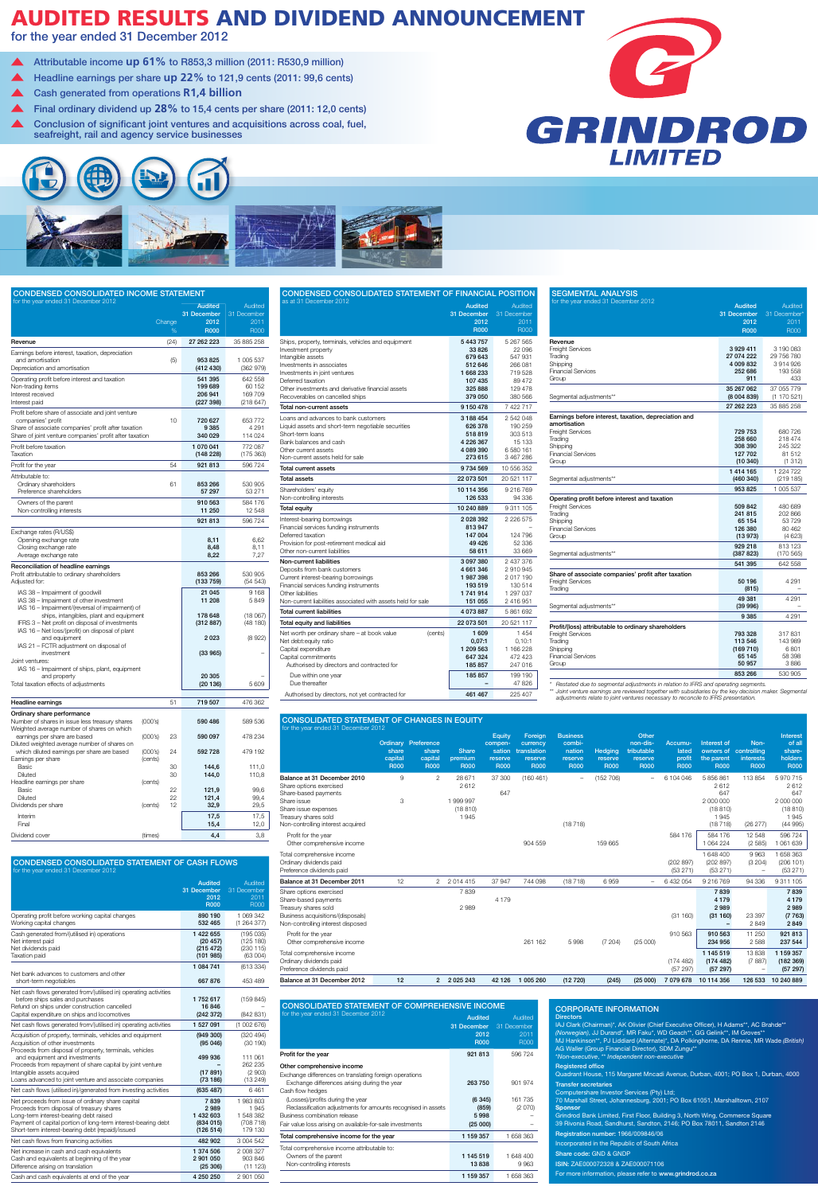# AUDITED RESULTS AND DIVIDEND ANNOUNCEMENT

for the year ended 31 December 2012

- Attributable income **up 61%** to R853,3 million (2011: R530,9 million)
- Headline earnings per share **up 22%** to 121,9 cents (2011: 99,6 cents)
- Cash generated from operations **R1,4 billion**
- Final ordinary dividend **up 28%** to 15,4 cents per share (2011: 12,0 cents)
- Conclusion of significant joint ventures and acquisitions across coal, fuel, seafreight, rail and agency service businesses

**GRINDROD LIMITED**

## CONDENSED CONSOLIDATED INCOME STATEMENT

for the year ended 31 December 2012

| | | Change % | Audited 31 December 2012 R000 | Audited 31 December 2011 R000 |
|---|---|---|---|---|
| **Revenue** | | (24) | 27 262 223 | 35 885 258 |
| Earnings before interest, taxation, depreciation and amortisation | | (5) | 953 825 | 1 005 537 |
| Depreciation and amortisation | | | (412 430) | (362 979) |
| Operating profit before interest and taxation | | | 541 395 | 642 558 |
| Non-trading items | | | 199 689 | 60 152 |
| Interest received | | | 206 941 | 169 709 |
| Interest paid | | | (227 398) | (218 647) |
| Profit before share of associate and joint venture companies' profit | | 10 | 720 627 | 653 772 |
| Share of associate companies' profit after taxation | | | 9 385 | 4 291 |
| Share of joint venture companies' profit after taxation | | | 340 029 | 114 024 |
| Profit before taxation | | | 1 070 041 | 772 087 |
| Taxation | | | (148 228) | (175 363) |
| **Profit for the year** | | 54 | 921 813 | 596 724 |
| Attributable to: | | | | |
| Ordinary shareholders | | 61 | 853 266 | 530 905 |
| Preference shareholders | | | 57 297 | 53 271 |
| Owners of the parent | | | 910 563 | 584 176 |
| Non-controlling interests | | | 11 250 | 12 548 |
| | | | 921 813 | 596 724 |
| **Exchange rates (R/US$)** | | | | |
| Opening exchange rate | | | 8,11 | 6,62 |
| Closing exchange rate | | | 8,48 | 8,11 |
| Average exchange rate | | | 8,22 | 7,27 |
| **Reconciliation of headline earnings** | | | | |
| Profit attributable to ordinary shareholders | | | 853 266 | 530 905 |
| Adjusted for: | | | (133 759) | (54 543) |
| IAS 38 – Impairment of goodwill | | | 21 045 | 9 168 |
| IAS 38 – Impairment of intangibles | | | 11 208 | 5 849 |
| IAS 16 – Impairment/(reversal of impairment) of ships, intangibles, plant and equipment | | | 178 648 | (18 067) |
| IFRS 3 – Net profit on disposal of investments | | | (312 887) | (48 180) |
| IAS 16 – Net loss/(profit) on disposal of plant and equipment | | | 2 023 | (8 922) |
| IAS 21 – FCTR adjustment on disposal of investment | | | (33 965) | – |
| Joint ventures: | | | | |
| IAS 16 – Impairment of ships, plant, equipment and property | | | 20 305 | – |
| Total taxation effects of adjustments | | | (20 136) | 5 609 |
| **Headline earnings** | | 51 | 719 507 | 476 362 |
| **Ordinary share performance** | | | | |
| Number of shares in issue less treasury shares | (000's) | | 590 486 | 589 536 |
| Weighted average number of shares on which earnings per share are based | (000's) | 23 | 590 097 | 478 234 |
| Diluted weighted average number of shares on which diluted earnings per share are based | (000's) | 24 | 592 728 | 479 192 |
| Earnings per share | (cents) | | | |
| Basic | | 30 | 144,6 | 111,0 |
| Diluted | | 30 | 144,0 | 110,8 |
| Headline earnings per share | (cents) | | | |
| Basic | | 22 | 121,9 | 99,6 |
| Diluted | | 22 | 121,4 | 99,4 |
| Dividends per share | (cents) | 12 | 32,9 | 29,5 |
| Interim | | | 17,5 | 17,5 |
| Final | | | 15,4 | 12,0 |
| Dividend cover | (times) | | 4,4 | 3,8 |

## CONDENSED CONSOLIDATED STATEMENT OF CASH FLOWS

for the year ended 31 December 2012

| | Audited 31 December 2012 R000 | Audited 31 December 2011 R000 |
|---|---|---|
| Operating profit before working capital changes | 890 190 | 1 069 342 |
| Working capital changes | 532 465 | (1 264 377) |
| Cash generated from/(utilised in) operations | 1 422 655 | (195 035) |
| Net interest paid | (20 457) | (125 180) |
| Net dividends paid | (215 472) | (230 115) |
| Taxation paid | (101 985) | (63 004) |
| | 1 084 741 | (613 334) |
| Net bank advances to customers and other short-term negotiables | 667 876 | 453 489 |
| Net cash flows generated from/(utilised in) operating activities before ships sales and purchases | 1 752 617 | (159 845) |
| Refund on ships under construction cancelled | 16 846 | – |
| Capital expenditure on ships and locomotives | (242 372) | (842 831) |
| Net cash flows generated from/(utilised in) operating activities | 1 527 091 | (1 002 676) |
| Acquisition of property, terminals, vehicles and equipment | (949 300) | (320 494) |
| Acquisition of other investments | (95 046) | (30 190) |
| Proceeds from disposal of property, terminals, vehicles and equipment and investments | 499 936 | 111 061 |
| Proceeds from repayment of share capital by joint venture | – | 262 235 |
| Intangible assets acquired | (17 891) | (2 903) |
| Loans advanced to joint venture and associate companies | (73 186) | (13 249) |
| Net cash flows (utilised in)/generated from investing activities | (635 487) | 6 461 |
| Net proceeds from issue of ordinary share capital | 7 839 | 1 983 803 |
| Proceeds from disposal of treasury shares | 2 989 | 1 945 |
| Long-term interest-bearing debt raised | 1 432 603 | 1 548 382 |
| Payment of capital portion of long-term interest-bearing debt | (834 015) | (708 718) |
| Short-term interest-bearing debt (repaid)/issued | (126 514) | 179 130 |
| Net cash flows from financing activities | 482 902 | 3 004 542 |
| Net increase in cash and cash equivalents | 1 374 506 | 2 008 327 |
| Cash and cash equivalents at beginning of the year | 2 901 050 | 903 846 |
| Difference arising on translation | (25 306) | (11 123) |
| Cash and cash equivalents at end of the year | 4 250 250 | 2 901 050 |

## CONDENSED CONSOLIDATED STATEMENT OF FINANCIAL POSITION

as at 31 December 2012

| | | Audited 31 December 2012 R000 | Audited 31 December 2011 R000 |
|---|---|---|---|
| Ships, ports, terminals, vehicles and equipment | | 5 443 757 | 5 267 565 |
| Investment property | | 33 826 | 22 096 |
| Intangible assets | | 679 643 | 547 931 |
| Investments in associates | | 512 646 | 266 081 |
| Investments in joint ventures | | 1 668 233 | 719 528 |
| Deferred taxation | | 107 435 | 89 472 |
| Other investments and derivative financial assets | | 325 888 | 129 478 |
| Recoverables on cancelled ships | | 379 050 | 380 566 |
| **Total non-current assets** | | 9 150 478 | 7 422 717 |
| Loans and advances to bank customers | | 3 188 454 | 2 542 048 |
| Liquid assets and short-term negotiable securities | | 626 378 | 190 259 |
| Short-term loans | | 518 819 | 303 513 |
| Bank balances and cash | | 4 226 367 | 15 133 |
| Other current assets | | 4 089 390 | 6 580 161 |
| Non-current assets held for sale | | 273 615 | 3 467 286 |
| **Total current assets** | | 12 923 023 | 13 098 400 |
| **Total assets** | | 22 073 501 | 20 521 117 |
| Shareholders' equity | | 10 114 356 | 9 216 769 |
| Non-controlling interests | | 126 533 | 94 336 |
| **Total equity** | | 10 240 889 | 9 311 105 |
| Interest-bearing borrowings | | 2 028 392 | 2 226 575 |
| Financial services funding instruments | | 813 947 | – |
| Deferred taxation | | 147 004 | 124 796 |
| Provision for post-retirement medical aid | | 49 426 | 52 336 |
| Other non-current liabilities | | 58 611 | 33 669 |
| **Non-current liabilities** | | 3 097 380 | 2 437 376 |
| Deposits from bank customers | | 4 661 346 | 2 910 945 |
| Current interest-bearing borrowings | | 1 987 398 | 2 017 190 |
| Financial services funding instruments | | 193 519 | 130 514 |
| Other liabilities | | 1 741 914 | 1 297 037 |
| Non-current liabilities associated with assets held for sale | | 151 055 | 2 416 951 |
| **Total current liabilities** | | 8 735 232 | 8 772 636 |
| **Total equity and liabilities** | | 22 073 501 | 20 521 117 |
| Net worth per ordinary share – at book value | (cents) | 1 609 | 1 454 |
| Net debt:equity ratio | | 0,07:1 | 0,10:1 |
| Capital expenditure | | 1 209 563 | 1 166 228 |
| Capital commitments | | 647 324 | 472 423 |
| Authorised by directors and contracted for | | 185 857 | 247 016 |
| Due within one year | | 185 857 | 199 190 |
| Due thereafter | | – | 47 826 |
| Authorised by directors, not yet contracted for | | 461 467 | 225 407 |

## SEGMENTAL ANALYSIS

for the year ended 31 December 2012

| | Audited 31 December 2012 R000 | Audited 31 December* 2011 R000 |
|---|---|---|
| **Revenue** | | |
| Freight Services | 3 929 411 | 3 190 083 |
| Trading | 27 074 222 | 29 756 780 |
| Shipping | 4 009 832 | 3 914 926 |
| Financial Services | 252 686 | 193 558 |
| Group | 911 | 433 |
| | 35 267 062 | 37 055 779 |
| Segmental adjustments** | (8 004 839) | (1 170 521) |
| | 27 262 223 | 35 885 258 |
| **Earnings before interest, taxation, depreciation and amortisation** | | |
| Freight Services | 729 753 | 680 726 |
| Trading | 258 660 | 218 474 |
| Shipping | 308 390 | 245 322 |
| Financial Services | 127 702 | 81 512 |
| Group | (10 340) | (1 312) |
| | 1 414 165 | 1 224 722 |
| Segmental adjustments** | (460 340) | (219 185) |
| | 953 825 | 1 005 537 |
| **Operating profit before interest and taxation** | | |
| Freight Services | 509 842 | 480 689 |
| Trading | 241 815 | 202 866 |
| Shipping | 65 154 | 53 729 |
| Financial Services | 126 380 | 80 462 |
| Group | (13 973) | (4 623) |
| | 929 218 | 813 123 |
| Segmental adjustments** | (387 823) | (170 565) |
| | 541 395 | 642 558 |
| **Share of associate companies' profit after taxation** | | |
| Freight Services | 50 196 | 4 291 |
| Trading | (815) | – |
| | 49 381 | 4 291 |
| Segmental adjustments** | (39 996) | – |
| | 9 385 | 4 291 |
| **Profit/(loss) attributable to ordinary shareholders** | | |
| Freight Services | 793 328 | 317 831 |
| Trading | 113 546 | 143 989 |
| Shipping | (169 710) | 6 801 |
| Financial Services | 65 145 | 58 398 |
| Group | 50 957 | 3 886 |
| | 853 266 | 530 905 |

\* Restated due to segmental adjustments in relation to IFRS and operating segments.

\** Joint venture earnings are reviewed together with subsidiaries by the key decision maker. Segmental adjustments relate to joint ventures necessary to reconcile to IFRS presentation.

## CONSOLIDATED STATEMENT OF CHANGES IN EQUITY

for the year ended 31 December 2012

| | Ordinary share capital R000 | Preference share capital R000 | Share premium R000 | Equity compen-sation reserve R000 | Foreign currency translation reserve R000 | Business combi-nation reserve R000 | Hedging reserve R000 | Other non-dis-tributable reserve R000 | Accumu-lated profit R000 | Interest of owners of the parent R000 | Non-controlling interests R000 | Interest of all share-holders R000 |
|---|---|---|---|---|---|---|---|---|---|---|---|---|
| **Balance at 31 December 2010** | 9 | 2 | 28 671 | 37 300 | (160 461) | – | (152 706) | – | 6 104 046 | 5 856 861 | 113 854 | 5 970 715 |
| Share options exercised | | | 2 612 | | | | | | | 2 612 | | 2 612 |
| Share-based payments | | | | 647 | | | | | | 647 | | 647 |
| Share issue | 3 | | 1 999 997 | | | | | | | 2 000 000 | | 2 000 000 |
| Share issue expenses | | | (18 810) | | | | | | | (18 810) | | (18 810) |
| Treasury shares sold | | | 1 945 | | | | | | | 1 945 | | 1 945 |
| Non-controlling interest acquired | | | | | | (18 718) | | | | (18 718) | (26 277) | (44 995) |
| Profit for the year | | | | | | | | | 584 176 | 584 176 | 12 548 | 596 724 |
| Other comprehensive income | | | | | 904 559 | | 159 665 | | | 1 064 224 | (2 585) | 1 061 639 |
| Total comprehensive income | | | | | | | | | | 1 648 400 | 9 963 | 1 658 363 |
| Ordinary dividends paid | | | | | | | | | (202 897) | (202 897) | (3 204) | (206 101) |
| Preference dividends paid | | | | | | | | | (53 271) | (53 271) | – | (53 271) |
| **Balance at 31 December 2011** | 12 | 2 | 2 014 415 | 37 947 | 744 098 | (18 718) | 6 959 | – | 6 432 054 | 9 216 769 | 94 336 | 9 311 105 |
| Share options exercised | | | 7 839 | | | | | | | 7 839 | | 7 839 |
| Share-based payments | | | | 4 179 | | | | | | 4 179 | | 4 179 |
| Treasury shares sold | | | 2 989 | | | | | | | 2 989 | | 2 989 |
| Business acquisitions/(disposals) | | | | | | | | | (31 160) | (31 160) | 23 397 | (7 763) |
| Non-controlling interest disposed | | | | | | | | | | – | 2 849 | 2 849 |
| Profit for the year | | | | | | | | | 910 563 | 910 563 | 11 250 | 921 813 |
| Other comprehensive income | | | | | 261 162 | 5 998 | (7 204) | (25 000) | | 234 956 | 2 588 | 237 544 |
| Total comprehensive income | | | | | | | | | | 1 145 519 | 13 838 | 1 159 357 |
| Ordinary dividends paid | | | | | | | | | (174 482) | (174 482) | (7 887) | (182 369) |
| Preference dividends paid | | | | | | | | | (57 297) | (57 297) | – | (57 297) |
| **Balance at 31 December 2012** | 12 | 2 | 2 025 243 | 42 126 | 1 005 260 | (12 720) | (245) | (25 000) | 7 079 678 | 10 114 356 | 126 533 | 10 240 889 |

## CONSOLIDATED STATEMENT OF COMPREHENSIVE INCOME

for the year ended 31 December 2012

| | Audited 31 December 2012 R000 | Audited 31 December 2011 R000 |
|---|---|---|
| **Profit for the year** | 921 813 | 596 724 |
| **Other comprehensive income** | | |
| Exchange differences on translating foreign operations | | |
| Exchange differences arising during the year | 263 750 | 901 974 |
| Cash flow hedges | | |
| (Losses)/profits during the year | (6 345) | 161 735 |
| Reclassification adjustments for amounts recognised in assets | (859) | (2 070) |
| Business combination release | 5 998 | – |
| Fair value loss arising on available-for-sale investments | (25 000) | – |
| **Total comprehensive income for the year** | 1 159 357 | 1 658 363 |
| Total comprehensive income attributable to: | | |
| Owners of the parent | 1 145 519 | 1 648 400 |
| Non-controlling interests | 13 838 | 9 963 |
| | 1 159 357 | 1 658 363 |

## CORPORATE INFORMATION

**Directors**

IAJ Clark (Chairman)*, AK Olivier (Chief Executive Officer), H Adams**, AC Brahde** *(Norwegian)*, JJ Durand*, MR Faku*, WD Geach**, GG Gelink**, IM Groves**

MJ Hankinson**, PJ Liddiard (Alternate)*, DA Polkinghorne, DA Rennie, MR Wade *(British)*

AG Waller (Group Financial Director), SDM Zungu**

*Non-executive, ** Independent non-executive

**Registered office**

Quadrant House, 115 Margaret Mncadi Avenue, Durban, 4001; PO Box 1, Durban, 4000

**Transfer secretaries**

Computershare Investor Services (Pty) Ltd;

70 Marshall Street, Johannesburg, 2001; PO Box 61051, Marshalltown, 2107

**Sponsor**

Grindrod Bank Limited, First Floor, Building 3, North Wing, Commerce Square

39 Rivonia Road, Sandhurst, Sandton, 2146; PO Box 78011, Sandton 2146

**Registration number:** 1966/009846/06

Incorporated in the Republic of South Africa

**Share code:** GND & GNDP

**ISIN:** ZAE000072328 & ZAE000071106

For more information, please refer to **www.grindrod.co.za**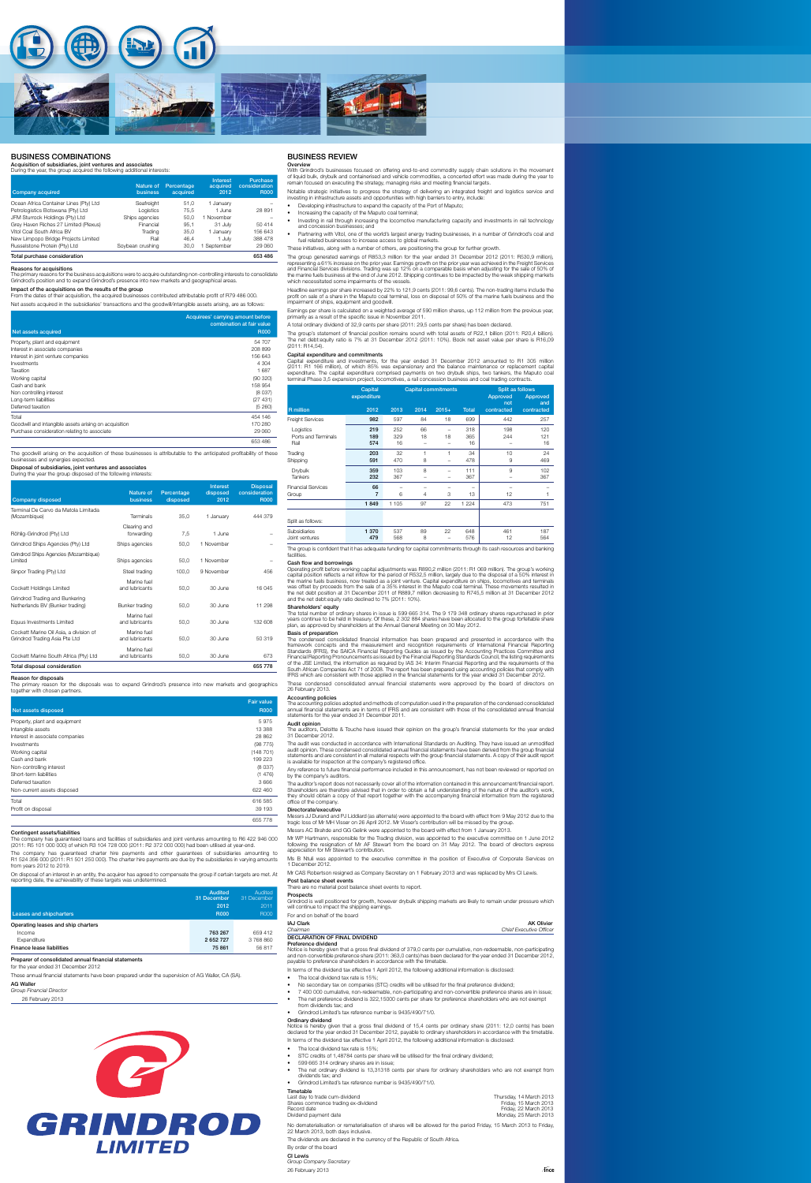# BUSINESS COMBINATIONS

## Acquisition of subsidiaries, joint ventures and associates

During the year, the group acquired the following additional interests:

| Company acquired | Nature of business | Percentage acquired | Interest acquired 2012 | Purchase consideration R000 |
|---|---|---|---|---|
| Ocean Africa Container Lines (Pty) Ltd | Seafreight | 51,0 | 1 January | – |
| Petrologistics Botswana (Pty) Ltd | Logistics | 75,5 | 1 June | 28 891 |
| JFM Sturrock Holdings (Pty) Ltd | Ships agencies | 50,0 | 1 November | – |
| Grey Haven Riches 27 Limited (Plexus) | Financial | 95,1 | 31 July | 50 414 |
| Vitol Coal South Africa BV | Trading | 35,0 | 1 January | 156 643 |
| New Limpopo Bridge Projects Limited | Rail | 46,4 | 1 July | 388 478 |
| Russelstone Protein (Pty) Ltd | Soybean crushing | 30,0 | 1 September | 29 060 |
| **Total purchase consideration** | | | | **653 486** |

**Reasons for acquisitions**

The primary reasons for the business acquisitions were to acquire outstanding non-controlling interests to consolidate Grindrod's position and to expand Grindrod's presence into new markets and geographical areas.

**Impact of the acquisitions on the results of the group**

From the dates of their acquisition, the acquired businesses contributed attributable profit of R79 486 000.

Net assets acquired in the subsidiaries' transactions and the goodwill/intangible assets arising, are as follows:

| Net assets acquired | Acquirees' carrying amount before combination at fair value R000 |
|---|---|
| Property, plant and equipment | 54 707 |
| Interest in associate companies | 208 899 |
| Interest in joint venture companies | 156 643 |
| Investments | 4 304 |
| Taxation | 1 687 |
| Working capital | (90 320) |
| Cash and bank | 158 954 |
| Non controlling interest | (8 037) |
| Long-term liabilities | (27 431) |
| Deferred taxation | (5 260) |
| Total | 454 146 |
| Goodwill and intangible assets arising on acquisition | 170 280 |
| Purchase consideration relating to associate | 29 060 |
| | 653 486 |

The goodwill arising on the acquisition of these businesses is attributable to the anticipated profitability of these businesses and synergies expected.

## Disposal of subsidiaries, joint ventures and associates

During the year the group disposed of the following interests:

| Company disposed | Nature of business | Percentage disposed | Interest disposed 2012 | Disposal consideration R000 |
|---|---|---|---|---|
| Terminal De Carvo da Matola Limitada (Mozambique) | Terminals | 35,0 | 1 January | 444 379 |
| Röhlig-Grindrod (Pty) Ltd | Clearing and forwarding | 7,5 | 1 June | – |
| Grindrod Ships Agencies (Pty) Ltd | Ships agencies | 50,0 | 1 November | – |
| Grindrod Ships Agencies (Mozambique) Limited | Ships agencies | 50,0 | 1 November | – |
| Sinpor Trading (Pty) Ltd | Steel trading | 100,0 | 9 November | 456 |
| Cockett Holdings Limited | Marine fuel and lubricants | 50,0 | 30 June | 16 045 |
| Grindrod Trading and Bunkering Netherlands BV (Bunker trading) | Bunker trading | 50,0 | 30 June | 11 298 |
| Equus Investments Limited | Marine fuel and lubricants | 50,0 | 30 June | 132 608 |
| Cockett Marine Oil Asia, a division of Grindrod Trading Asia Pte Ltd | Marine fuel and lubricants | 50,0 | 30 June | 50 319 |
| Cockett Marine South Africa (Pty) Ltd | Marine fuel and lubricants | 50,0 | 30 June | 673 |
| **Total disposal consideration** | | | | **655 778** |

**Reason for disposals**

The primary reason for the disposals was to expand Grindrod's presence into new markets and geographies together with chosen partners.

| Net assets disposed | Fair value R000 |
|---|---|
| Property, plant and equipment | 5 975 |
| Intangible assets | 13 388 |
| Interest in associate companies | 28 862 |
| Investments | (98 775) |
| Working capital | (148 701) |
| Cash and bank | 199 223 |
| Non-controlling interest | (8 037) |
| Short-term liabilities | (1 476) |
| Deferred taxation | 3 666 |
| Non-current assets disposed | 622 460 |
| Total | 616 585 |
| Profit on disposal | 39 193 |
| | 655 778 |

**Contingent assets/liabilities**

The company has guaranteed loans and facilities of subsidiaries and joint ventures amounting to R6 422 946 000 (2011: R5 101 000 000) of which R3 104 728 000 (2011: R2 372 000 000) had been utilised at year-end.

The company has guaranteed charter hire payments and other guarantees of subsidiaries amounting to R1 524 356 000 (2011: R1 501 250 000). The charter hire payments are due by the subsidiaries in varying amounts from years 2012 to 2019.

On disposal of an interest in an entity, the acquirer has agreed to compensate the group if certain targets are met. At reporting date, the achievability of these targets was undetermined.

| Leases and shipcharters | Audited 31 December 2012 R000 | Audited 31 December 2011 R000 |
|---|---|---|
| **Operating leases and ship charters** | | |
| Income | 763 267 | 659 412 |
| Expenditure | 2 652 727 | 3 768 860 |
| **Finance lease liabilities** | 75 861 | 56 817 |

**Preparer of consolidated annual financial statements**

for the year ended 31 December 2012

These annual financial statements have been prepared under the supervision of AG Waller, CA (SA).

**AG Waller**
*Group Financial Director*

26 February 2013

# BUSINESS REVIEW

**Overview**

With Grindrod's businesses focused on offering end-to-end commodity supply chain solutions in the movement of liquid bulk, drybulk and containerised and vehicle commodities, a concerted effort was made during the year to remain focused on executing the strategy, managing risks and meeting financial targets.

Notable strategic initiatives to progress the strategy of delivering an integrated freight and logistics service and investing in infrastructure assets and opportunities with high barriers to entry, include:

- Developing infrastructure to expand the capacity of the Port of Maputo;
- Increasing the capacity of the Maputo coal terminal;
- Investing in rail through increasing the locomotive manufacturing capacity and investments in rail technology and concession businesses; and
- Partnering with Vitol, one of the world's largest energy trading businesses, in a number of Grindrod's coal and fuel related businesses to increase access to global markets.

These initiatives, along with a number of others, are positioning the group for further growth.

The group generated earnings of R853,3 million for the year ended 31 December 2012 (2011: R530,9 million), representing a 61% increase on the prior year. Earnings growth on the prior year was achieved in the Freight Services and Financial Services divisions. Trading was up 12% on a comparable basis when adjusting for the sale of 50% of the marine fuels business at the end of June 2012. Shipping continues to be impacted by the weak shipping markets which necessitated some impairments of the vessels.

Headline earnings per share increased by 22% to 121,9 cents (2011: 99,6 cents). The non-trading items include the profit on sale of a share in the Maputo coal terminal, loss on disposal of 50% of the marine fuels business and the impairment of ships, equipment and goodwill.

Earnings per share is calculated on a weighted average of 590 million shares, up 112 million from the previous year, primarily as a result of the specific issue in November 2011.

A total ordinary dividend of 32,9 cents per share (2011: 29,5 cents per share) has been declared.

The group's statement of financial position remains sound with total assets of R22,1 billion (2011: R20,4 billion). The net debt:equity ratio is 7% at 31 December 2012 (2011: 10%). Book net asset value per share is R16,09 (2011: R14,54).

**Capital expenditure and commitments**

Capital expenditure and investments, for the year ended 31 December 2012 amounted to R1 305 million (2011: R1 166 million), of which 85% was expansionary and the balance maintenance or replacement capital expenditure. The capital expenditure comprised payments on two drybulk ships, two tankers, the Maputo coal terminal Phase 3,5 expansion project, locomotives, a rail concession business and coal trading contracts.

| | Capital expenditure | Capital commitments | | | | Split as follows | |
|---|---|---|---|---|---|---|---|
| R million | 2012 | 2013 | 2014 | 2015+ | Total | Approved not contracted | Approved and contracted |
| Freight Services | 982 | 597 | 84 | 18 | 699 | 442 | 257 |
| Logistics | 219 | 252 | 66 | – | 318 | 198 | 120 |
| Ports and Terminals | 189 | 329 | 18 | 18 | 365 | 244 | 121 |
| Rail | 574 | 16 | – | – | 16 | – | 16 |
| Trading | 203 | 32 | 1 | 1 | 34 | 10 | 24 |
| Shipping | 591 | 470 | 8 | – | 478 | 9 | 469 |
| Drybulk | 359 | 103 | 8 | – | 111 | 9 | 102 |
| Tankers | 232 | 367 | – | – | 367 | – | 367 |
| Financial Services | 66 | – | – | – | – | – | – |
| Group | 7 | 6 | 4 | 3 | 13 | 12 | 1 |
| | 1 849 | 1 105 | 97 | 22 | 1 224 | 473 | 751 |
| Split as follows: | | | | | | | |
| Subsidiaries | 1 370 | 537 | 89 | 22 | 648 | 461 | 187 |
| Joint ventures | 479 | 568 | 8 | – | 576 | 12 | 564 |

The group is confident that it has adequate funding for capital commitments through its cash resources and banking facilities.

**Cash flow and borrowings**

Operating profit before working capital adjustments was R890,2 million (2011: R1 069 million). The group's working capital position reflects a net inflow for the period of R532,5 million, largely due to the disposal of a 50% interest in the marine fuels business, now treated as a joint venture. Capital expenditure on ships, locomotives and terminals was offset by proceeds from the sale of a 35% interest in the Maputo coal terminal. These movements resulted in the net debt position at 31 December 2011 of R889,7 million decreasing to R745,5 million at 31 December 2012 and the net debt:equity ratio declined to 7% (2011: 10%).

**Shareholders' equity**

The total number of ordinary shares in issue is 599 665 314. The 9 179 348 ordinary shares repurchased in prior years continue to be held in treasury. Of these, 2 302 884 shares have been allocated to the group forfeitable share plan, as approved by shareholders at the Annual General Meeting on 30 May 2012.

**Basis of preparation**

The condensed consolidated financial information has been prepared and presented in accordance with the framework concepts and the measurement and recognition requirements of International Financial Reporting Standards (IFRS), the SAICA Financial Reporting Guides as issued by the Accounting Practices Committee and Financial Reporting Pronouncements as issued by the Financial Reporting Standards Council, the listing requirements of the JSE Limited, the information as required by IAS 34: Interim Financial Reporting and the requirements of the South African Companies Act 71 of 2008. The report has been prepared using accounting policies that comply with IFRS which are consistent with those applied in the financial statements for the year ended 31 December 2012.

These condensed consolidated annual financial statements were approved by the board of directors on 26 February 2013.

**Accounting policies**

The accounting policies adopted and methods of computation used in the preparation of the condensed consolidated annual financial statements are in terms of IFRS and are consistent with those of the consolidated annual financial statements for the year ended 31 December 2011.

**Audit opinion**

The auditors, Deloitte & Touche have issued their opinion on the group's financial statements for the year ended 31 December 2012.

The audit was conducted in accordance with International Standards on Auditing. They have issued an unmodified audit opinion. These condensed consolidated annual financial statements have been derived from the group financial statements and are consistent in all material respects with the group financial statements. A copy of their audit report is available for inspection at the company's registered office.

Any reference to future financial performance included in this announcement, has not been reviewed or reported on by the company's auditors.

The auditor's report does not necessarily cover all of the information contained in this announcement/financial report. Shareholders are therefore advised that in order to obtain a full understanding of the nature of the auditor's work, they should obtain a copy of that report together with the accompanying financial information from the registered office of the company.

**Directorate/executive**

Messrs JJ Durand and PJ Liddiard (as alternate) were appointed to the board with effect from 9 May 2012 due to the tragic loss of Mr MH Visser on 26 April 2012. Mr Visser's contribution will be missed by the group.

Messrs AC Brahde and GG Gelink were appointed to the board with effect from 1 January 2013.

Mr WF Hartmann, responsible for the Trading division, was appointed to the executive committee on 1 June 2012 following the resignation of Mr AF Stewart from the board on 31 May 2012. The board of directors express appreciation for Mr Stewart's contribution.

Ms B Ntuli was appointed to the executive committee in the position of Executive of Corporate Services on 1 December 2012.

Mr CAS Robertson resigned as Company Secretary on 1 February 2013 and was replaced by Mrs CI Lewis.

**Post balance sheet events**

There are no material post balance sheet events to report.

**Prospects**

Grindrod is well positioned for growth, however drybulk shipping markets are likely to remain under pressure which will continue to impact the shipping earnings.

For and on behalf of the board

**IAJ Clark**
*Chairman*

**AK Olivier**
*Chief Executive Officer*

## DECLARATION OF FINAL DIVIDEND

**Preference dividend**

Notice is hereby given that a gross final dividend of 379,0 cents per cumulative, non-redeemable, non-participating and non-convertible preference share (2011: 363,0 cents) has been declared for the year ended 31 December 2012, payable to preference shareholders in accordance with the timetable.

In terms of the dividend tax effective 1 April 2012, the following additional information is disclosed:

- The local dividend tax rate is 15%;
- No secondary tax on companies (STC) credits will be utilised for the final preference dividend;
- 7 400 000 cumulative, non-redeemable, non-participating and non-convertible preference shares are in issue;
- The net preference dividend is 322,15000 cents per share for preference shareholders who are not exempt from dividends tax; and
- Grindrod Limited's tax reference number is 9435/490/71/0.

**Ordinary dividend**

Notice is hereby given that a gross final dividend of 15,4 cents per ordinary share (2011: 12,0 cents) has been declared for the year ended 31 December 2012, payable to ordinary shareholders in accordance with the timetable.

In terms of the dividend tax effective 1 April 2012, the following additional information is disclosed:

- The local dividend tax rate is 15%;
- STC credits of 1,48784 cents per share will be utilised for the final ordinary dividend;
- 599 665 314 ordinary shares are in issue;
- The net ordinary dividend is 13,31318 cents per share for ordinary shareholders who are not exempt from dividends tax; and
- Grindrod Limited's tax reference number is 9435/490/71/0.

**Timetable**

| | |
|---|---|
| Last day to trade cum-dividend | Thursday, 14 March 2013 |
| Shares commence trading ex-dividend | Friday, 15 March 2013 |
| Record date | Friday, 22 March 2013 |
| Dividend payment date | Monday, 25 March 2013 |

No dematerialisation or rematerialisation of shares will be allowed for the period Friday, 15 March 2013 to Friday, 22 March 2013, both days inclusive.

The dividends are declared in the currency of the Republic of South Africa.

By order of the board

**CI Lewis**
*Group Company Secretary*

26 February 2013